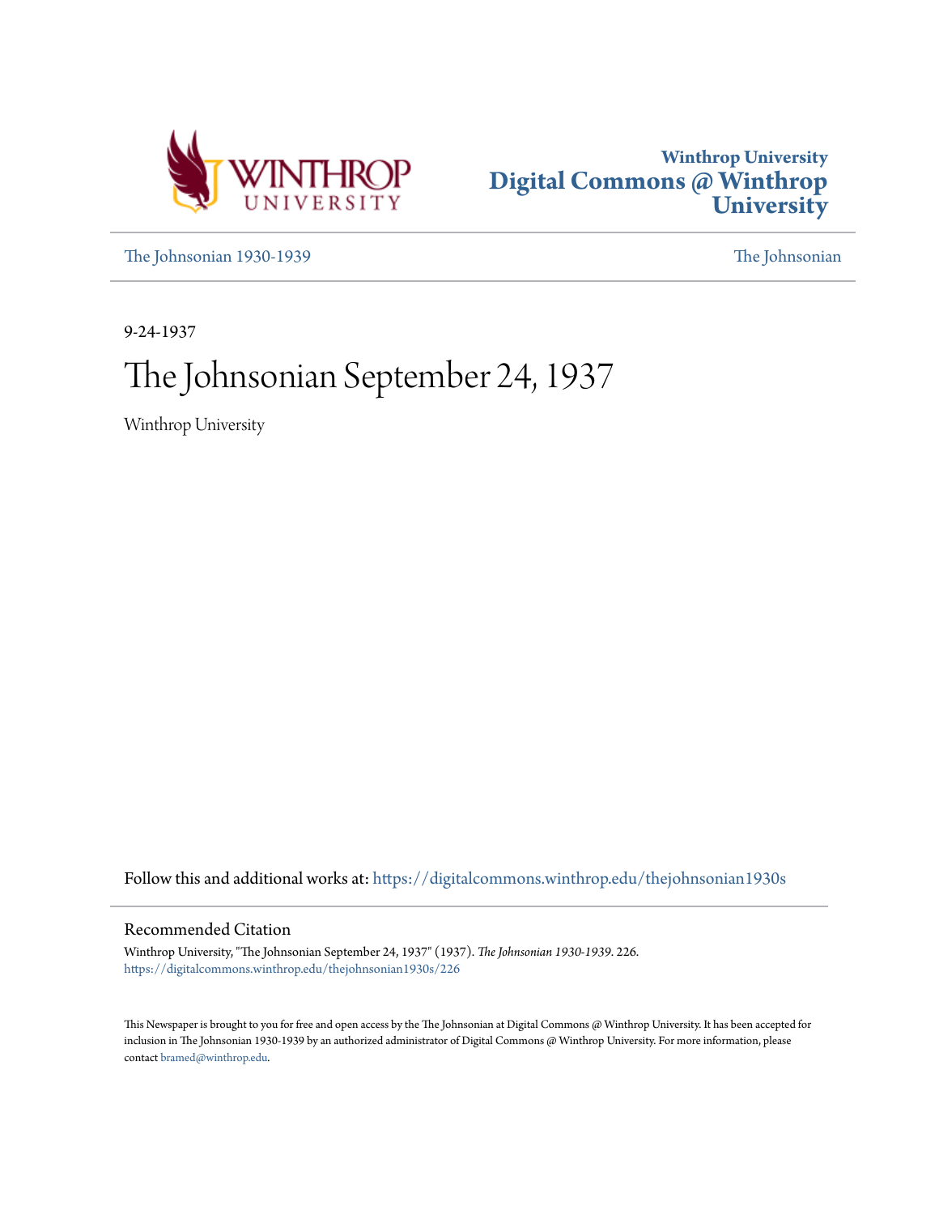Winthrop University
Digital Commons @ Winthrop University

The Johnsonian 1930-1939

The Johnsonian

9-24-1937

# The Johnsonian September 24, 1937

Winthrop University

Follow this and additional works at: https://digitalcommons.winthrop.edu/thejohnsonian1930s

## Recommended Citation

Winthrop University, "The Johnsonian September 24, 1937" (1937). *The Johnsonian 1930-1939*. 226.
https://digitalcommons.winthrop.edu/thejohnsonian1930s/226

This Newspaper is brought to you for free and open access by the The Johnsonian at Digital Commons @ Winthrop University. It has been accepted for inclusion in The Johnsonian 1930-1939 by an authorized administrator of Digital Commons @ Winthrop University. For more information, please contact bramed@winthrop.edu.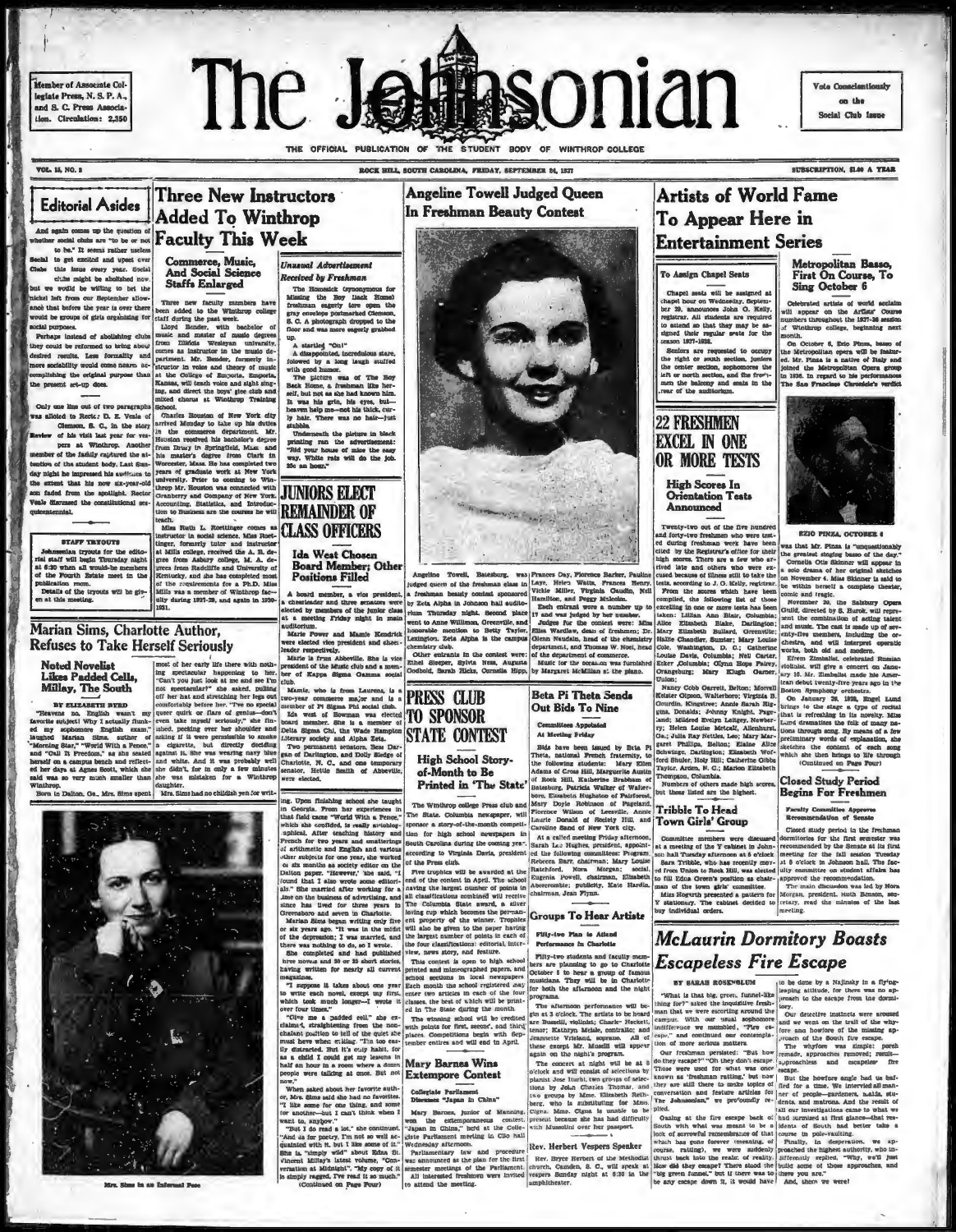Member of Associate Collegiate Press, N. S. P. A., and S. C. Press Association. Circulation: 2,350

# The Johnsonian

Vote Conscientiously on the Social Club Issue

THE OFFICIAL PUBLICATION OF THE STUDENT BODY OF WINTHROP COLLEGE

VOL. 15, NO. 2 — ROCK HILL, SOUTH CAROLINA, FRIDAY, SEPTEMBER 24, 1937 — SUBSCRIPTION, $1.00 A YEAR

## Editorial Asides

And again comes up the question of whether social clubs are "to be or not to be." It seems rather useless. Social to get excited and upset over Clubs this issue every year. Social clubs might be abolished now, but we would be willing to bet the nickel left from our September allowance that before the year is over there would be groups of girls organizing for social purposes.

Perhaps instead of abolishing clubs they could be reformed to bring about desired results. Less formality and more sociability would come nearer accomplishing the original purpose than the present set-up does.

Only one line out of two paragraphs was allotted to Rector D. E. Veale of Clemson, S. C., in the story Review of his visit last year for vespers at Winthrop. Another member of the faculty captured the attention of the student body. Last Sunday night he impressed his audience to the extent that his now six-year-old son faded from the spotlight. Rector Veale discussed the constitutional sesquicentennial.

**STAFF TRYOUTS**

Johnsonian tryouts for the editorial staff will begin Thursday night at 6:30 when all would-be members of the Fourth Estate meet in the publication room.

Details of the tryouts will be given at this meeting.

## Three New Instructors Added To Winthrop Faculty This Week

### Commerce, Music, And Social Science Staffs Enlarged

Three new faculty members have been added to the Winthrop college staff during the past week.

Lloyd Bender, with bachelor of music and master of music degrees from Illinois Wesleyan university, comes as instructor in the music department. Mr. Bender, formerly instructor in voice and theory of music at the College of Emporia, Emporia, Kansas, will teach voice and sight singing, and direct the boys' glee club and mixed chorus at Winthrop Training School.

Charles Houston of New York city arrived Monday to take up his duties in the commerce department. Mr. Houston received his bachelor's degree from Drury in Springfield, Mass. and his master's degree from Clark in Worcester, Mass. He has completed two years of graduate work at New York university. Prior to coming to Winthrop Mr. Houston was connected with Cranberry and Company of New York. Accounting, Statistics, and Introduction to Business are the courses he will teach.

Miss Ruth L. Roettinger comes as instructor in social science. Miss Roettinger, formerly tutor and instructor at Mills college, received the A. B. degree from Asbury college, M. A. degrees from Radcliffe and University of Kentucky, and she has completed most of the requirements for a Ph.D. Miss Mills was a member of Winthrop faculty during 1927-28, and again in 1930-1931.

### Unusual Advertisement Received by Freshman

The Homesick (synonymous for Missing the Boy Back Home) freshman eagerly tore open the gray envelope postmarked Clemson, S. C. A photograph dropped to the floor and was more eagerly grabbed up.

A startled "Oh!"

A disappointed, incredulous stare, followed by a long laugh stuffed with good humor.

The picture was of The Boy Back Home, a freshman like herself, but not as she had known him. It was his grin, his eyes, but—heaven help me—not his thick, curly hair. There was no hair—just stubble.

Underneath the picture in black printing ran the advertisement: "Rid your house of mice the easy way. White rats will do the job. 25c an hour."

## JUNIORS ELECT REMAINDER OF CLASS OFFICERS

### Ida West Chosen Board Member; Other Positions Filled

A board member, a vice president, a cheerleader and three senators were elected by members of the junior class at a meeting Friday night in main auditorium.

Marie Power and Mamie Kendrick were elected vice president and cheerleader respectively.

Marie is from Abbeville. She is vice president of the Music club and a member of Kappa Sigma Gamma social club.

Mamie, who is from Laurens, is a two-year commerce major and is a member of Pi Sigma Phi social club.

Ida west of Bowman was elected board member. She is a member of Delta Sigma Chi, the Wade Hampton Literary society and Alpha Zeta.

Two permanent senators, Bea Dargan of Darlington, and Dolly Sledge of Charlotte, N. C., and one temporary senator, Hettie Smith of Abbeville, were elected.

## Marian Sims, Charlotte Author, Refuses to Take Herself Seriously

### Noted Novelist Likes Padded Cells, Millay, The South

BY ELIZABETH BYRD

"Heavens no, English wasn't my favorite subject! Why I actually flunked my sophomore English exam," laughed Marian Sims, author of "Morning Star," "World With a Fence," and "Call It Freedom," as she seated herself on a campus bench and reflected her days at Agnes Scott, which she said was so very much smaller than Winthrop.

Born in Dalton, Ga., Mrs. Sims spent most of her early life there with nothing spectacular happening to her. "Can't you just look at me and see I'm not spectacular?" she asked, pulling off her hat and stretching her legs out comfortably before her. "I've no special queer quirk or flare of genius—don't even take myself seriously," she finished, pecking over her shoulder and asking if it were permissible to smoke a cigarette, but directly deciding against it. She was wearing navy blue and white. And it was probably well she didn't, for in only a few minutes she was mistaken for a Winthrop daughter.

Mrs. Sims had no childish yen for writing. Upon finishing school she taught in Georgia. From her experiences in that field came "World With a Fence," which she confided, is really autobiographical. After teaching history and French for two years and smatterings of arithmetic and English and various other subjects for one year, she worked for six months as society editor on the Dalton paper. "However," she said, "I found that I also wrote some editorials." She married after working for a time on the business of advertising, and since has lived for three years in Greensboro and seven in Charlotte.

Marian Sims began writing only five or six years ago. "It was in the midst of the depression; I was married, and there was nothing to do, so I wrote."

She completed and had published three novels and 20 or 25 short stories, having written for nearly all current magazines.

"I suppose it takes about one year to write each novel, except my first, which took much longer—I wrote it over four times."

"Give me a padded cell!" she exclaimed, straightening from the nonchalant position to tell of the quiet she must have when writing. "I'm too easily distracted. But it's only habit, for as a child I could get my lessons in half an hour in a room where a dozen people were talking at once. But not now."

When asked about her favorite author, Mrs. Sims said she had no favorites. "I like some for one thing, and some for another—but I can't think when I want to, anyhow."

"But I do read a lot," she continued. "And as for poetry, I'm not so well acquainted with it. But I like some of it." Hers is "simply wild" about Edna St. Vincent Millay's latest volume, "Conversation at Midnight". "My copy of it is simply ragged, I've read it so much."

(Continued on Page Four)

Mrs. Sims in an Informal Pose

## Angeline Towell Judged Queen In Freshman Beauty Contest

Angeline Towell, Batesburg, was judged queen of the freshman class in a freshman beauty contest sponsored by Zeta Alpha in Johnson hall auditorium Thursday night. Second place went to Anne Williman, Greenville, and honorable mention to Betty Taylor, Lexington. Zeta Alpha is the campus chemistry club.

Other entrants in the contest were: Ethel Sleeper, Sylvia Ness, Augusta Godbold, Sarah Hicks, Cornelia Hipp, Frances Day, Florence Barker, Pauline Laye, Helen Watts, Frances Henry, Vickie Miller, Virginia Claudin, Nell Hamilton, and Peggy Malcolm.

Each entrant wore a number up to 17 and was judged by her number.

Judges for the contest were: Miss Elise Wardlaw, dean of freshmen; Dr. Glenn Naudain, head of the chemistry department, and Thomas W. Noel, head of the department of commerce.

Music for the occasion was furnished by Margaret McMillan at the piano.

## PRESS CLUB TO SPONSOR STATE CONTEST

### High School Story-of-Month to Be Printed in 'The State'

The Winthrop college Press club and The State, Columbia newspaper, will sponsor a story-of-the-month competition for high school newspapers in South Carolina during the coming year, according to Virginia Davis, president of the Press club.

Five trophies will be awarded at the end of the contest in April. The school having the largest number of points in all classifications combined will receive The Columbia State award, a silver loving cup which becomes the permanent property of the winner. Trophies will also be given to the paper having the largest number of points in each of the four classifications: editorial, interview, news story, and feature.

This contest is open to high school printed and mimeographed papers, and school sections in local newspapers. Each month the school registered may enter two articles in each of the four classes, the best of which will be printed in The State during the month.

The winning school will be credited with points for first, second, and third places. Competitions begin with December entries and will end in April.

## Beta Pi Theta Sends Out Bids To Nine

### Committees Appointed At Meeting Friday

Bids have been issued by Beta Pi Theta, national French fraternity, to the following students: Mary Ellen Adams of Cross Hill, Marguerite Austin of Rock Hill, Katherine Brabham of Batesburg, Patricia Walker of Walterboro, Elizabeth Hughston of Fairforest, Mary Doyle Robinson of Pageland, Florence Wilson of Leesville, Annie Laurie Donald of Society Hill, and Caroline Sand of New York city.

At a called meeting Friday afternoon, Sarah Lee Hughes, president, appointed the following committees: Program, Rebecca Barr, chairman; Mary Louise Ratchford, Nora Morgan; social, Eugenia Powell, chairman, Elizabeth Abercrombie; publicity, Kate Hardin, chairman, Jean Flynn.

## Groups To Hear Artists

### Fifty-two Plan to Attend Performance in Charlotte

Fifty-two students and faculty members are planning to go to Charlotte October 5 to hear a group of famous musicians. They will be in Charlotte for both the afternoon and the night programs.

The afternoon performance will begin at 3 o'clock. The artists to be heard are Busoni, violinist; Charles Hackett, tenor; Kathryn Meisle, contralto; and Jeannette Vreeland, soprano. All of these except Mr. Musoli will appear again on the night's program.

The concert at night will be at 8 o'clock and will consist of selections by pianist Jose Iturbi, two groups of selections by John Charles Thomas, and two groups by Mme. Elizabeth Rethberg, who is substituting for Mme. Cigna. Mme. Cigna is unable to be present because she has had difficulty with Mussolini over her passport.

## Mary Barnes Wins Extempore Contest

### Collegiate Parliament Discusses "Japan in China"

Mary Barnes, junior of Manning, won the extemporaneous contest, "Japan in China," held at the Collegiate Parliament meeting in Clio hall Wednesday afternoon.

Parliamentary law and procedure was announced as the plan for the first semester meetings of the Parliament. All interested freshmen were invited to attend the meeting.

## Rev. Herbert Vespers Speaker

Rev. Bryce Herbert of the Methodist church, Camden, S. C., will speak at vespers Sunday night at 6:30 in the amphitheater.

## Artists of World Fame To Appear Here in Entertainment Series

### To Assign Chapel Seats

Chapel seats will be assigned at chapel hour on Wednesday, September 29, announces John G. Kelly, registrar. All students are required to attend so that they may be assigned their regular seats for the season 1937-1938.

Seniors are requested to occupy the right or south section, juniors the center section, sophomores the left or north section, and the freshmen the balcony and seats in the rear of the auditorium.

### Metropolitan Basso, First On Course, To Sing October 6

Celebrated artists of world acclaim will appear on the Artists' Course numbers throughout the 1937-38 session of Winthrop college, beginning next month.

On October 6, Ezio Pinza, basso of the Metropolitan opera will be featured. Mr. Pinza is a native of Italy and joined the Metropolitan Opera group in 1926. In regard to his performances The San Francisco Chronicle's verdict was that Mr. Pinza is "unquestionably the greatest singing basso of the day."

EZIO PINZA, OCTOBER 6

Cornelia Otis Skinner will appear in a solo drama of her original sketches on November 4. Miss Skinner is said to be within herself a complete theater, comic and tragic.

November 20, the Salzburg Opera Guild, directed by S. Hurok, will represent the combination of solo talent and music. The cast is made up of seventy-five members, including the orchestra, and will interpret operatic works, both old and modern.

Efrem Zimbalist, celebrated Russian violinist, will give a concert on January 10. Mr. Zimbalist made his American debut twenty-five years ago in the Boston Symphony orchestra.

On January 26, 1938, Engel Lund brings to the stage a type of recital that is refreshing in its novelty. Miss Lund dramatizes the folk of many nations through song. By means of a few preliminary words of explanation, she sketches the content of each song which she then brings to life through

(Continued on Page Four)

## 22 FRESHMEN EXCEL IN ONE OR MORE TESTS

### High Scores In Orientation Tests Announced

Twenty-two out of the five hundred and forty-two freshmen who were tested during freshman week have been cited by the Registrar's office for their high scores. There are a few who arrived late and others who were excused because of illness still to take the tests, according to J. G. Kelly, registrar.

From the scores which have been compiled, the following list of those excelling in one or more tests has been taken: Lillian Ann Blair, Columbia; Alice Elizabeth Blake, Darlington; Mary Elizabeth Bullard, Greenville; Hallie Chandler, Sumter; Mary Louise Cole, Washington, D. C.; Catherine Louise Davis, Columbia; Nell Carter, Ecker Columbia; Glynn Hope Fairey, Orangeburg; Mary Klugh Garner, Union;

Nancy Cobb Garrett, Belton; Morrell Kelster Gipson, Walterboro; Virginia S. Gourdin, Kingstree; Annie Sarah Higgins, Donalds; Johnny Knight, Pageland; Mildred Evelyn Leitzey, Newberry; Helen Louise Metcalf, Allenhurst, Ga.; Julia Ray Nettles, Leo; Mary Margaret Phillips, Belton; Elaine Alice Schwinge, Darlington; Elizabeth Wofford Shuler, Holly Hill; Catherine Gibbs Taylor, Arden, N. C.; Marion Elizabeth Thompson, Columbia.

Numbers of others made high scores, but those listed are the highest.

## Tribble To Head Town Girls' Group

Committee members were discussed at a meeting of the Y cabinet in Johnson hall Tuesday afternoon at 5 o'clock.

Sara Tribble, who has recently moved from Union to Rock Hill, was elected to fill Edna Green's position as chairman of the town girls' committee.

Miss Hogarth presented a pattern for Y stationery. The cabinet decided to buy individual orders.

## Closed Study Period Begins For Freshmen

### Faculty Committee Approves Recommendation of Senate

Closed study period in the freshman dormitories for the first semester was recommended by the Senate at its first meeting for the fall session Tuesday at 5 o'clock in Johnson hall. The faculty committee on student affairs has approved the recommendation.

The main discussion was led by Nora Morgan, president. Ruth Benson, secretary, read the minutes of the last meeting.

## McLaurin Dormitory Boasts Escapeless Fire Escape

BY SARAH ROSENBLUM

"What is that big, green, funnel-like thing for?" asked the inquisitive freshman that we were escorting around the campus. With our usual sophomore indifference we mumbled, "Fire escape," and continued our contemplation of more serious matters.

Our freshman persisted: "But how do they escape?" "Oh they don't escape. Those were used for what was once known as 'freshman rating,' but now they are still there to make topics of conversation and feature articles for The Johnsonian," we profoundly replied.

Gazing at the fire escape back of South with what was meant to be a look of sorrowful remembrance of that which has gone forever (meaning, of course, rating), we were suddenly thrust back into the realm of reality. How did they escape? There stood the "big green funnel," but if there was to be any escape down it, it would have to be done by a Nijinsky in a flying-leaping attitude, for there was no approach to the escape from the dormitory.

Our detective instincts were aroused and we went on the trail of the whyfore and howfore of the missing approach of the South fire escape.

The whyfore was simple: porch remade, approaches removed; result—approachless and escapeless fire escape.

But the howfore angle had us baffled for a time. We interviewed all manner of people—gardeners, maids, students, and matrons. And the result of all our investigations came to what we had surmised at first glance—that residents of South had better take a course in pole-vaulting.

Finally, in desperation, we approached the highest authority, who indifferently replied, "Why, we'll just build some of those approaches, and there you are."

And, there we were!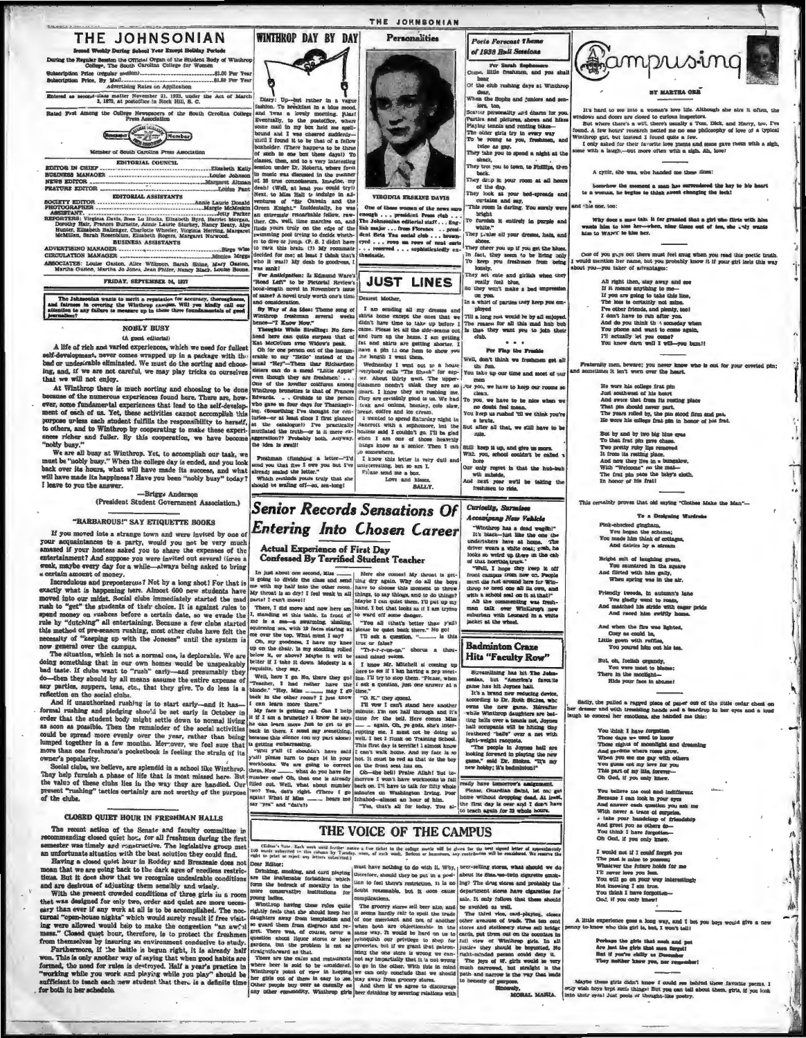# THE JOHNSONIAN

**Issued Weekly During School Year Except Holiday Periods**

During the Regular Session the Official Organ of the Student Body of Winthrop College, The South Carolina College for Women

Subscription Price (regular session) .................... $1.00 Per Year
Subscription Price, By Mail .................... $1.50 Per Year

Advertising Rates on Application

Entered as second-class matter November 21, 1923, under the Act of March 3, 1879, at postoffice in Rock Hill, S. C.

Rated First Among the College Newspapers of the South Carolina College Press Association

Member of South Carolina Press Association

**EDITORIAL COUNCIL**

EDITOR IN CHIEF .................... Elizabeth Kelly
BUSINESS MANAGER .................... Louise Johnson
NEWS EDITOR .................... Margaret Altman
FEATURE EDITOR .................... Louise Pant

**EDITORIAL ASSISTANTS**

SOCIETY EDITOR .................... Annie Laurie Donald
PHOTOGRAPHER .................... Margie McKeskin
ASSISTANT .................... Jetty Parker
REPORTERS: Virginia Davis, Rose Lu Hucks, Elizabeth Byrd, Harriet Morgan, Dorothy Hair, Frances Burnette, Annie Laurie Sturkey, Nancy Beaty, Alys Hunter, Elizabeth Stallenger, Charlotte Wheeler, Virginia Herring, Margaret McMillan, Sarah Rosenblum, Elizabeth Rogers, Margaret Norwood.

**BUSINESS ASSISTANTS**

ADVERTISING MANAGER .................... Birge Wise
CIRCULATION MANAGER .................... Monica Meggs
ASSOCIATES: Louise Gaston, Alice Wilkinson, Sarah Shine, Mary Gaston, Martha Gaston, Martha Jo Jones, Jean Philler, Nancy Black, Louise Boone.

**FRIDAY, SEPTEMBER 24, 1937**

*The Johnsonian wants to merit a reputation for accuracy, thoroughness, and fairness in covering the Winthrop campus. Will you kindly call our attention to any failure to measure up in these three foundamentals of good journalism?*

## NOBLY BUSY

(A guest editorial)

A life of rich and varied experiences, which we need for fullest self-development, never comes wrapped up in a package with the bad or undesirable eliminated. We must do the sorting and choosing, and, if we are not careful, we may play tricks on ourselves that we will not enjoy.

At Winthrop there is much sorting and choosing to be done because of the numerous experiences found here. There are, however, some fundamental experiences that lead to the self-development of each of us. Yet, these activities cannot accomplish this purpose unless each student fulfills the responsibility to herself, to others, and to Winthrop by cooperating to make these experiences richer and fuller. By this cooperation, we have become "nobly busy."

We are all busy at Winthrop. Yet, to accomplish our task, we must be "nobly busy." When the college day is ended, and you look back over its hours, what will have made its success, and what will have made its happiness? Have you been "nobly busy" today? I leave to you the answer.

—Briggs Anderson
(President Student Government Association.)

## "BARBAROUS!" SAY ETIQUETTE BOOKS

If you moved into a strange town and were invited by one of your acquaintances to a party, would you not be very much amazed if your hostess asked you to share the expenses of the entertainment? And suppose you were invited out several times a week, maybe every day for a while—always being asked to bring a certain amount of money.

Incredulous and preposterous? Not by a long shot! For that is exactly what is happening here. Almost 600 new students have moved into our midst. Social clubs immediately started the mad rush to "get" the students of their choice. It is against rules to spend money on rushees before a certain date, so we evade the rule by "dutching" all entertaining. Because a few clubs started this method of pre-season rushing, most other clubs have felt the necessity of "keeping up with the Joneses" until the system is now general over the campus.

The situation, which is not a normal one, is deplorable. We are doing something that in our own homes would be unspeakably bad taste. If clubs want to "rush" early—and presumably they do—then they should by all means assume the entire expense of any parties, suppers, teas, etc., that they give. To do less is a reflection on the social clubs.

And if unauthorized rushing is to start early—and it has—formal rushing and pledging should be set early in October in order that the student body might settle down to normal living as soon as possible. Then the remainder of the social activities could be spread more evenly over the year, rather than being lumped together in a few months. Moreover, we feel sure that more than one freshman's pocketbook is feeling the strain of its owner's popularity.

Social clubs, we believe, are splendid in a school like Winthrop. They help furnish a phase of life that is most missed here. But the value of these clubs lies in the way they are handled. Our present "rushing" tactics certainly are not worthy of the purpose of the clubs.

## CLOSED QUIET HOUR IN FRESHMAN HALLS

The recent action of the Senate and faculty committee in recommending closed quiet hour for all freshmen during the first semester was timely and constructive. The legislative group met an unfortunate situation with the best solution they could find.

Having a closed quiet hour in Roddey and Breazeale does not mean that we are going back to the dark ages of needless restrictions. But it does show that we recognize undesirable conditions and are desirous of adjusting them sensibly and wisely.

With the present crowded conditions of three girls in a room that was designed for only two, order and quiet are more necessary than ever if any work at all is to be accomplished. The nocturnal "open-house nights" which would surely result if free visiting were allowed would help to make the congestion "an awful mess." Closed quiet hour, therefore, is to protect the freshmen from themselves by insuring an environment conducive to study.

Furthermore, if the battle is begun right, it is already half won. This is only another way of saying that when good habits are formed, the need for rules is destroyed. Half a year's practice in "working while you work and playing while you play" should be sufficient to teach each new student that there is a definite time for both in her schedule.

## WINTHROP DAY BY DAY

Diary: Up—but rather in a vague fashion. To breakfast in a blue mood, and 'twas a lovely morning. Alas! Eventually, to the postoffice, where some mail in my box held me spellbound and I was cheered suddenly—until I found it to be that of a fellow boxholder. (There happens to be three of such to one box these days!) To classes, then, and to a very interesting session under Dr. Roberts, where form to music was discussed in the manner of 28 true connoisseurs. Imagine, my death! (Well, at least you could try!) Next, to Miss Hall to indulge in adventures of "Sir Gawain and the Green Knight." Incidentally, he was an extremely remarkable fellow, rather. Oh, well, time marches on, and finds yours truly on the edge of the swimming pool trying to decide whether to dive or jump. (P. S. I didn't have to rack this brain (?) My roommate decided for me; at least I think that's who it was!) My death to goodness, I was sunk!

*For Anticipation:* Is Edmund Ware's "Road Left" to be Pictorial Review's book-length novel in November's issue of same? A novel truly worth one's time and consideration.

*By Way of An Idea:* Theme song of Winthrop freshmen several weeks hence—"I Know Now."

*Thoughts While Strolling:* No forehead here can quite surpass that of Kat McCollum awe Widow's peak.

Oh for one person out of the innumerable to say "Hello" instead of the usual "Hey"—Then their Richardson sisters can do a mean "Little Apple" even though they are freshmen! . . . One of the lovelier coiffures among Winthrop brunettes is that of Frances Edwards. . . Orchids to the person who gave us four days for Thanksgiving. (Something I've thought for centuries—or at least since I first glanced at the catalogue!) I've practically mutilated the truth—or is it mere exaggeration?? Probably both. Anyway, the idea is swell!

Freshman (finishing a letter—"I'd send you that five I owe you but I've already sealed the letter."

Which reminds yours truly that she should be sealing off—so, sea-long!

## Personalities

**VIRGINIA ERSKINE DAVIS**

One of these women of the news sure enough . . . president Press club . . . The Johnsonian editorial staff . . . English major . . . from Florence . . . president Beta Tau social club . . . brown-eyed . . . rows on rows of neat curls . . . reserved . . . sophisticatedly enthusiastic.

## JUST LINES

Dearest Mother,

I am sending all my dresses and skirts home except the ones that we didn't have time to take up before I came. Please let all the side-seams out and turn up the hems. I am getting fat and skirts are getting shorter. I have a pin in one hem to show you the length I want them.

Wednesday I went out to a house party—everybody calls "The Shack" for supper. About thirty went. The upperclassmen needn't think they are so smart. I know they are rushing me. They are certainly good to us. We had steak and onions, hominy, cole slaw, bread, coffee and ice cream.

I wanted to spend Saturday night in Lancroft with a sophomore, but the hostess said I couldn't go. I'll be glad when I am one of those heavenly beings know as a senior. Then I can go anywhere.

I know this letter is very dull and uninteresting, but so am I.

Please send me a box.

Love and kisses,
SALLY.

## Senior Records Sensations Of Entering Into Chosen Career

### Actual Experience of First Day Confessed By Terrified Student Teacher

In just about one second, Miss ——— is going to divide the class and send me with my half into the other room. My throat is so dry! I feel weak in all parts! I can't move!!

There, I did move and now here am I, standing at this table. In front of me is a sea—a swarming, shaking, squirming sea, with 19 faces staring at me over the top. What must I say?

Oh, my goodness, I have my knee up on the chair. Is my stocking rolled below it, or above? Maybe it will be better if I take it down. Modesty is a requisite, they say.

Well, here I go. No, there they go! "Teacher, I had rather have the blonde." "Hey, Miss ———, may I go back in the other room?" I just know I can learn more there."

My face is getting red. Can I help it if I am a brunette? I know he says he can learn more just to get to go back in there. I must say something, because this silence (on my part alone) is getting embarrassing.

"Will y'all (I shouldn't have said y'all) please turn to page 14 in your workbooks. We are going to correct them. Now ———, what do you have for number one? Oh, that one is already filled out. Well, what about number two? Yes, that's right. (There I go again!) What is Miss ——— hears me say "yea" and "dat'n?)

Here she comes! My throat is getting dry again. Why do all the boys have to choose this moment to throw things, to say things, and to do things? Maybe I can quiet them. I'll put up my hand. I bet that looks as if I am trying to ward off some danger.

"You all (that's better than y'all) please be quiet back there." No go! "I'll ask a question, ——— is this true or false?"

"T-r-r-r-ue-ue," chorus a thousand mixed voices.

I know Mr. Mitchell is coming up here to see if I am having a pep meeting. I'll try to stop them. "Please, when I ask a question, just one answer at a time."

"O. K." they squeal.

I'll vow I can't stand here another minute. I'm not half through and it's time for the bell. Here comes Miss ——— again. Oh, ye gods, she's interrupting me. I must not be doing so well. I bet I flunk on Training School. This first day is terrible! I almost know I can't walk home. And my face is so hot. It must be red as that tie the boy on the front seat has on.

Oh—the bell! Praise Allah! But tomorrow I won't have workbooks to fall back on. I'll have to talk for fifty whole minutes on Washington Irving, Poor Ichabod—almost an hour of him.

"Yes, that's all for today. You already have tomorrow's assignment. Please, Guardian Saint, let me get home without dropping dead. At least, the first day is over and I don't have to teach again for 22 whole hours.

## Poets Forecast Theme of 1938 Bull Sessions

**Per Sarah Sophomore**

Come, little freshmen, and you shall hear
Of the club rushing days at Winthrop dear,
When the Sophs and Juniors and seniors, too,
Scatter personality and charm for you.
Parties and pictures, shows and hikes
Playing tennis and renting bikes—
The older girls try in every way
To be young as you, freshmen, and tides as gay.
They take you to spend a night at the shack,
They rev you to town, to Phillips, then back.
They drop in your room at all hours of the day.
They look at your bed-spreads and curtains and say,
"This room is darling. You surely were bright
To furnish it entirely in purple and white."
They praise all your dresses, hats, and shoes.
They cheer you up if you get the blues.
In fact, they seem to be living only
To keep you freshmen from being lonely.
They act cute and girlish when they really feel blue,
So they won't make a bad impression on you.
In a whirl of parties they keep you employed
Till a long rest would be by all enjoyed.
The reason for all this mad hub bub
Is that they want you to join their club.

\* \* \*

**Per Flap the Freshie**

Well, don't think we freshmen get all the fun.
You take up our time and most of our mon
For you, we have to keep our rooms so clean.
To you, we have to be nice when we no doubt feel mean.
You keep us rushed 'til we think you're a brute.
But after all that, we still have to be cute.

Still keep it up, and give us more.
With you, school couldn't be called a bore.
Our only regret is that the hub-bub will subside,
And next year we'll be taking the freshmen to ride.

## Curiosity, Surmises Accompany New Vehicle

"Winthrop has a dead wagon!" It's black—just like the one the undertakers have at home. The driver wears a white coat; gosh, he looks so weird up there in the cab of that horrible truck."

"Well, I hope they keep it off front campus from now on. People must die just around here for Winthrop to need one all its own, and with a school seal on it at that!"

All the commenting was freshman talk over Winthrop's new suburban with Leonard in a white jacket at the wheel.

## Badminton Craze Hits "Faculty Row"

Streamlining has hit The Johnsonian, but "America's favorite game has hit Joynes hall.

It's a brand new reducing device, according to Dr. Ruth Stokes, who owns the new game. Hereafter while Winthrop daughters are batting balls over a tennis net, Joynes hall occupants will be hitting tiny feathered "balls" over a net with light-weight racquets.

"The people in Joynes hall are looking forward to playing the new game," said Dr. Stokes. "It's my new hobby; it's badminton!"

## Campusing

BY MARTHA ORR

It's hard to see into a woman's love life. Although she airs it often, the windows and doors are closed to curious inspectors.

But where there's a will there's usually a Tom, Dick, and Harry, too, I've found. A few hours' research netted me no one philosophy of love of a typical Winthrop girl, but instead I found quite a few.

I only asked for their favorite love poems and some gave them with a sigh, some with a laugh—but more often with a sigh. Ah, love!

A cynic, she was, who handed me these lines:

*Somehow the moment a man has surrendered the key to his heart to a woman, he begins to think about changing the lock!*

and this one, too:

*Why does a man take it for granted that a girl who flirts with him wants him to kiss her—when, nine times out of ten, she only wants him to WANT to kiss her.*

One of you guys out there must feel smug when you read this poetic truth. I would mention her name, but you probably know it if your girl feels this way about you—you taker of advantages:

All right then, stay away and see
If it means anything to me—
If you are going to take this line,
The loss is certainly not mine.
I've other friends, and plenty, too!
I don't have to run after you.
And do you think th t someday when
You phone and want to come again,
I'll actually let you come?
You know darn well I will—you bum!!

Fraternity men, beware; you never know who is out for your coveted pin; and sometimes it isn't worn over the heart.

He wore his college frat pin
Just southwest of his heart
And swore that from its resting place
That pin should never part.
The years rolled by, the pin stood firm and pat,
He wore his college frat pin in honor of his frat.

But by and by two big blue eyes
To that frat pin gave chase.
Two pretty ruby lips removed
It from its resting place.
And now they live in a bungalow,
With "Welcome" on the mat—
The frat pin pins the baby's cloth,
In honor of his frat!

This certainly proves that old saying "Clothes Make the Man"—

**To a Designing Wardrobe**

Pink-checked gingham,
You began the scheme;
You made him think of cottages,
And daisies by a stream

Bright suit of laughing green,
You sauntered in the square
And flirted with him gaily,
When spring was in the air.

Friendly tweeds, in autumn's lane
You gladly went to roam,
And matched his stride with eager pride
And raced him swiftly home.

And when the fire was lighted,
Cozy as could be,
Little gown with ruffles,
You poured him out his tea.

But, oh, foolish organdy,
You were most to blame:
There in the moonlight—
Hide your face in shame!

Sadly, she pulled a ragged piece of paper out of the little cedar chest on her dresser and with trembling hands and a teardrop in her eye and a loud laugh to conceal her emotions, she handed me this:

You think I have forgotten
Those days we used to know
Those nights of moonlight and dreaming
And gardens where roses grow.
When you see me gay with others
You guess not my love for you.
This part of my life, forever—
Oh God, if you only knew.

You believe me cool and indifferent
Because I can look in your eyes
And answer each question you ask me
With never a trace of surprise,
I take your handclasp of friendship
And greet you as others do—
You think I have forgotten—
Oh God, if you only knew.

I would not if I could forget you
The past is mine to possess.
Whatever the future holds for me
I'll never love you less.
You will go on your way interestingly
Not knowing I am true.
You think I have forgotten—
God, if you only knew!

A little experience goes a long way, and I bet you boys would give a new penny to know who this girl is, but, I won't tell!

*Perhaps the girls that such and put*
*Are just the girls that men forget!*
*But if you're chilly as December*
*They neither knew you, nor remember!*

Maybe these girls didn't know I could see behind these favorite poems. I only wish boys kept such things! But you can tell about them, girls, if you look into their eyes! Just pools of thought-like poetry.

## THE VOICE OF THE CAMPUS

(Editor's Note: Each week until further notice a free ticket to the college movie will be given for the best signed letter of approximately 100 words submitted to this column by Tuesday, noon, of each week. Seniors or freshmen, any contribution will be considered. We reserve the right to print or reject any letters submitted.)

Dear Editor:

Drinking, smoking, and card playing are the inalienable forbiddens which form the bedrock of morality in the more conservative institutions for young ladies.

Winthrop having these rules quite rightly feels that she should keep her daughters away from temptation and so guard them from disgrace and regret. There was, of course, never a question about liquor stores or beer gardens, but the problem is not so straightforward as that.

There are the cafes and restaurants where beer is sold to be considered. Winthrop's point of view in keeping her girls out of them is easy to see. Other people may carry as easily as any other commodity. Winthrop girls must have nothing to do with it. Why, therefore, should they be put in a position to feel this restriction. It is no doubt reasonable, but it does cause complications.

The grocery stores sell beer also, and it seems hardly fair to spoil the trade of our merchant and not of another when both are objectionable in the same way. It would be hard on us to relinquish our privilege to shop for groceries, but if we grant that patronizing the one store is wrong we cannot say impartially that it is not wrong to go in the other. With this in mind we can only conclude that we should stay away from grocery stores.

And then if we agree to discourage beer drinking by severing relations with beer-selling stores, what should we do about the fine-two-twin cigarette smoking? The drug stores and probably the department stores have cigarettes for sale. It only follows that these should be avoided as well.

The third vice, card-playing, closes other avenues of trade. The ten cent stores and stationery stores sell bridge cards, put them out on the counters in full view of Winthrop girls. In all justice they should be boycotted. No right-minded person could deny it.

The joys of W. girls would be very much narrowed, but straight is the path and narrow is the way that leads to honesty of purpose.

Sincerely,
MORAL MARIA.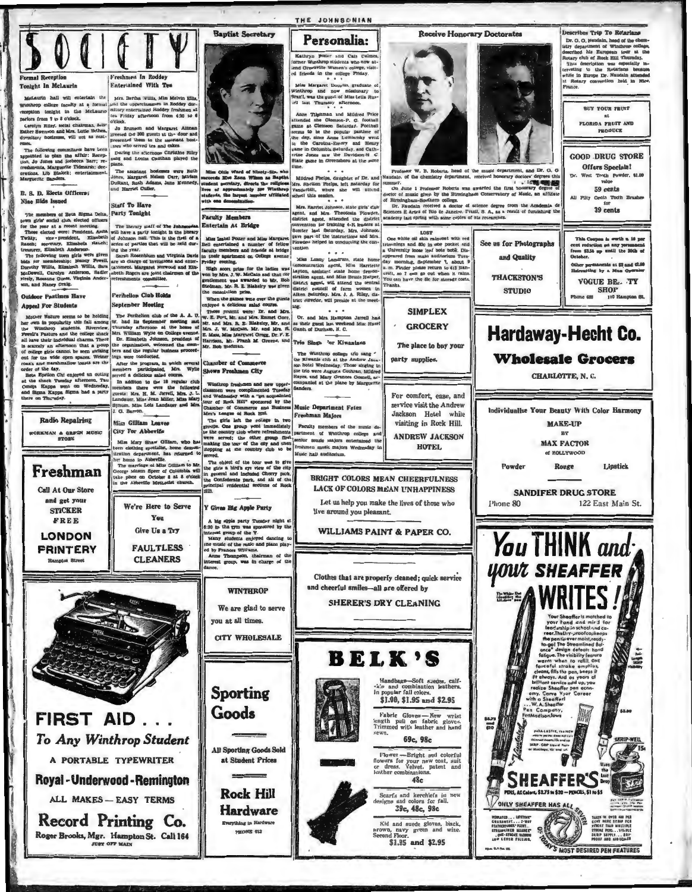# SOCIETY

## Formal Reception Tonight In McLaurin

McLaurin hall will entertain the Winthrop college faculty at a formal reception tonight in the McLaurin parlors from 7 to 8 o'clock.

Carolyn Riley, social chairman, Miss Esther Swenson and Mrs. Lula Bethea, dormitory hostesses, will act as hostesses.

The following committees have been appointed to plan the affair: Reception, Jo Jones and Rebecca Barr; refreshments, Marguerite Tidmarsh; decorations, Lib Blakely; entertainment, Marguerite Sanders.

## B. S. D. Elects Officers; Nine Bids Issued

The members of Beta Sigma Delta, town girls' social club, elected officers for the year at a recent meeting.

Those elected were: President, Anita Twitty; vice-president, Elizabeth Rauch; secretary, Elizabeth Rauch; treasurer, Elizabeth Anderson.

The following town girls were given bids for membership: Nancy Fewell, Dorothy Willis, Elizabeth Willis, Sara McDowell, Carolyn Anderson, Sadler Neely, Roxanne Owens, Virginia Anderson, and Nancy Craig.

## Outdoor Pastimes Have Appeal For Students

Mother Nature seems to be holding her own in popularity this fall among the Winthrop students. Riverview, Fewell's Pasture and the college shack all have their individual charms. There is scarcely an afternoon that a group of college girls cannot be seen striking out for the wide open spaces. Weiner roasts and marshmallow toasts are the order of the day.

Beta Epsilon Chi enjoyed an outing at the shack Tuesday afternoon, Tau Omega Kappa went on Wednesday, and Sigma Kappa Sigma had a party there on Thursday.

## Freshmen In Roddey Entertained With Tea

Mrs. Bertha Willis, Miss Melvin Ellis, and the upperclassmen in Roddey dormitory entertained Roddey freshmen at tea Friday afternoon from 4:30 to 6 o'clock.

Jo Brunson and Margaret Altman greeted the 300 guests at the door and presented them to the assistant hostesses who served tea and cakes.

During the afternoon Christine Riley sang and Louise Cauthan played the piano.

The assistant hostesses were Ruth Jones, Margaret Nelson Carr, Miriam DuRant, Ruth Adams, Jane Kennedy, and Harriet Culler.

## Staff To Have Party Tonight

The literary staff of The Johnsonian will have a party tonight in the library of Johnson hall. This is the first of a series of parties that will be held during the year.

Sarah Rosenblum and Virginia Davis are in charge of invitations and entertainment. Margaret Norwood and Elizabeth Rogers are joint chairmen of the refreshments committee.

## Perihelion Club Holds September Meeting

The Perihelion club of the A. A. U. W. had its September meeting last Thursday afternoon at the home of Mrs. William Wylie on College avenue.

Dr. Elizabeth Johnson, president of the organization, welcomed the members and the regular business proceedings were conducted.

After the program, in which several members participated, Mrs. Wylie served a delicious salad course.

In addition to the 18 regular club members there were the following guests: Mrs. H. M. Jarrell, Mrs. J. L. Landauer, Miss Jean Miller, Miss Mary Bynum, Miss Lois Landauer and Mrs. J. G. Barron.

## Miss Gilliam Leaves City For Abbeville

Miss Mary Shaw Gilliam, who has been clothing specialist, home demonstration department, has returned to her home in Abbeville.

The marriage of Miss Gilliam to Mr. George Mason Speer of Columbia will take place on October 8 at 8 o'clock in the Abbeville Methodist church.

Radio Repairing

WORKMAN & GREEN MUSIC STORE

**Freshman**

Call At Our Store and get your STICKER FREE

**LONDON PRINTERY**

Hampton Street

We're Here to Serve You

Give Us a Try

**FAULTLESS CLEANERS**

**FIRST AID . . .**

*To Any Winthrop Student*

A PORTABLE TYPEWRITER

**Royal - Underwood - Remington**

ALL MAKES — EASY TERMS

**Record Printing Co.**

Roger Brooks, Mgr. Hampton St. Call 164

JUST OFF MAIN

## Baptist Secretary

Miss Ollie Ward of Ninety-Six, who succeeds Miss Zena Wilson as Baptist student secretary, directs the religious lives of approximately 800 Winthrop students, the largest number affiliated with one denomination.

## Faculty Members Entertain At Bridge

Miss Isabel Potter and Miss Margaret Bell entertained a number of fellow faculty members and friends at bridge in their apartment on College avenue Friday evening.

High score prizes for the ladies was won by Mrs. J. W. McCain and that for gentlemen was awarded to Mr. Bob Stedman. Mr. R. E. Blakely was given the consolation prize.

When the games were over the guests enjoyed a delicious salad course.

Those present were: Dr. and Mrs. W. E. Fort, Mr. and Mrs. Emmet Gore, Mr. and Mrs. R. E. Blakely, Mr. and Mrs. J. W. McCain, Mr. and Mrs. R. E. Mass, Miss Margaret Gregg, Dr. F. E. Harrison, Mr. Frank M. Greene, and Mr. Bob Stedman.

## Chamber of Commerce Shows Freshmen City

Winthrop freshmen and new upperclassmen were complimented Tuesday and Wednesday with a "get acquainted tour of Rock Hill" sponsored by the Chamber of Commerce and Business Men's League of Rock Hill.

The girls left the college in two groups. One group went immediately to the country club where refreshments were served; the other group first making the tour of the city and then stopping at the country club to be served.

The object of the tour was to give the girls a bird's eye view of the city in general and included Cherry park, the Confederate park, and all of the principal residential sections of Rock Hill.

## Y Gives Big Apple Party

A big apple party Tuesday night at 6:30 in the gym was sponsored by the interest group of the Y.

Many students enjoyed dancing to the music of the radio and piano played by Frances Williams.

Anne Thompson, chairman of the interest group, was in charge of the dance.

**WINTHROP**

We are glad to serve you at all times.

CITY WHOLESALE

**Sporting Goods**

All Sporting Goods Sold at Student Prices

**Rock Hill Hardware**

Everything in Hardware

PHONE 612

## Personalia:

Kathryn Foster and Cato Celmes, former Winthrop students who now attend Greenville Woman's college, visited friends in the college Friday.

Miss Margaret Douglas, graduate of Winthrop and now missionary to Brazil, was the guest of Miss Leila Russell last Thursday afternoon.

Anne Tilghman and Mildred Price attended the Clemson-P. C. football game at Clemson Saturday. Football seems to be the popular pastime of the day, since Anne Lumiansky went to the Carolina-Emory and Henry game in Columbia Saturday, and Catherine Jones saw the Davidson-N. C. State game in Greensboro at the same time.

Mildred Phelps, daughter of Dr. and Mrs. Shelton Phelps, left Saturday for Vanderbilt, where she will attend school this session.

Mrs. Harriet Johnson, state girls' club agent, and Mrs. Theodosia Plowden, district agent, attended the district convention for training 4-H leaders at Sumter last Saturday. Mrs. Johnson gave part of the instructions and Mrs. Plowden helped in conducting the convention.

Miss Lonny Landrum, state home demonstration agent, Miss Harriette Layton, assistant state home demonstration agent, and Miss Bessie Harper, district agent, will attend the central district council of farm women in Aiken Saturday. Mrs. J. A. Riley, district director, will preside at the meeting.

Dr. and Mrs. Hampton Jarrell had as their guest last weekend Miss Hazel Gantt of Durham, N. C.

## Trio Sings For Kiwanians

The Winthrop college trio sang for the Kiwanis club at the Andrew Jackson hotel Wednesday. Those singing in the trio were Augusta Cothran, Mildred Hayes, and Mary Orancee Connell, accompanied at the piano by Marguerite Sanders.

## Music Department Fetes Freshman Majors

Faculty members of the music department of Winthrop college and senior music majors entertained the freshmen music majors Wednesday in Music hall auditorium.

**BRIGHT COLORS MEAN CHEERFULNESS**
**LACK OF COLORS MEAN UNHAPPINESS**

Let us help you make the lives of those who live around you pleasant.

**WILLIAMS PAINT & PAPER CO.**

Clothes that are properly cleaned; quick service and cheerful smiles—all are offered by

**SHERER'S DRY CLEANING**

# BELK'S

Handbags—Soft suedes, calfskin and combination leathers, in popular fall colors.
**$1.00, $1.95 and $2.95**

Fabric Gloves—New wrist length pull on fabric gloves. Trimmed with leather and hand sewn.
**69c, 98c**

Flower—Bright and colorful flowers for your new coat, suit or dress. Velvet, patent and leather combinations.
**48c**

Scarfs and kerchiefs in new designs and colors for fall.
**39c, 48c, 98c**

Kid and suede gloves, black, brown, navy green and wine. Second Floor.
**$1.95 and $2.95**

## Receive Honorary Doctorates

Professor W. B. Roberts, head of the music department, and Dr. O. O. Naudain, of the chemistry department, received honorary doctors' degrees this summer.

On June 1 Professor Roberts was awarded the first honorary degree of doctor of music given by the Birmingham Conservatory of Music, an affiliate of Birmingham-Southern college.

Dr. Naudain received a doctor of science degree from the Academia de Sciences E Artes of Rio de Janeiro, Brazil, S. A., as a result of furnishing the academy last spring with some copies of his researches.

**LOST**

One white oil skin raincoat with red trimmings and 80c in one pocket and a University loose leaf note book. Disappeared from main auditorium Tuesday morning, September 7, about 9 a. m. Finder please return to 413 Bancroft, so I can go out when it rains. You can have the 80c for storage costs. Thanks.

**SIMPLEX GROCERY**

The place to buy your party supplies.

See us for Photographs and Quality

**THACKSTON'S STUDIO**

For comfort, ease, and service visit the Andrew Jackson Hotel while visiting in Rock Hill.

**ANDREW JACKSON HOTEL**

## Describes Trip To Rotarians

Dr. O. O. Naudain, head of the chemistry department of Winthrop college, described his European tour at the Rotary club of Rock Hill Thursday.

This description was especially interesting to the Rotarians because while in Europe Dr. Naudain attended at Rotary convention held in Nice, France.

BUY YOUR FRUIT at FLORIDA FRUIT AND PRODUCE

**GOOD DRUG STORE**

**Offers Specials!**

Dr. West Tooth Powder, $1.00 value
**59 cents**

All Fifty Cents Tooth Brushes for
**39 cents**

This Coupon is worth a 15 per cent reduction on any permanent from $3.50 up until the 30th of October.

Other permanents at $2 and $2.50 Hairstyling by a Man Operator

**VOGUE BEAUTY SHOP**

Phone 688 110 Hampton St.

# Hardaway-Hecht Co.

## Wholesale Grocers

CHARLOTTE, N. C.

Individualize Your Beauty With Color Harmony

**MAKE-UP**

BY

**MAX FACTOR**

of HOLLYWOOD

Powder — Rouge — Lipstick

**SANDIFER DRUG STORE**

Phone 80 — 122 East Main St.

*You THINK and your SHEAFFER WRITES!*

Your Sheaffer is matched to your hand and mind for leadership in school and career. The Dry-proof cap keeps the pen-lip ever moist, ready-to-go! The Streamlined Balance design defeats hand fatigue. The visibility feature warns when to refill. ONE forceful stroke empties, cleans, fills the pen, keeps it fit always. And as years of brilliant service add up, you realize Sheaffer pen economy. Carve Your Career with a Sheaffer! . . . W. A. Sheaffer Pen Company, Fort Madison, Iowa

SHEAFFER'S — PENS, All Colors, $2.75 to $20 — PENCILS, $1 to $5

ONLY SHEAFFER HAS ALL TODAY'S MOST DESIRED PEN FEATURES

SKRIP-WELL 15c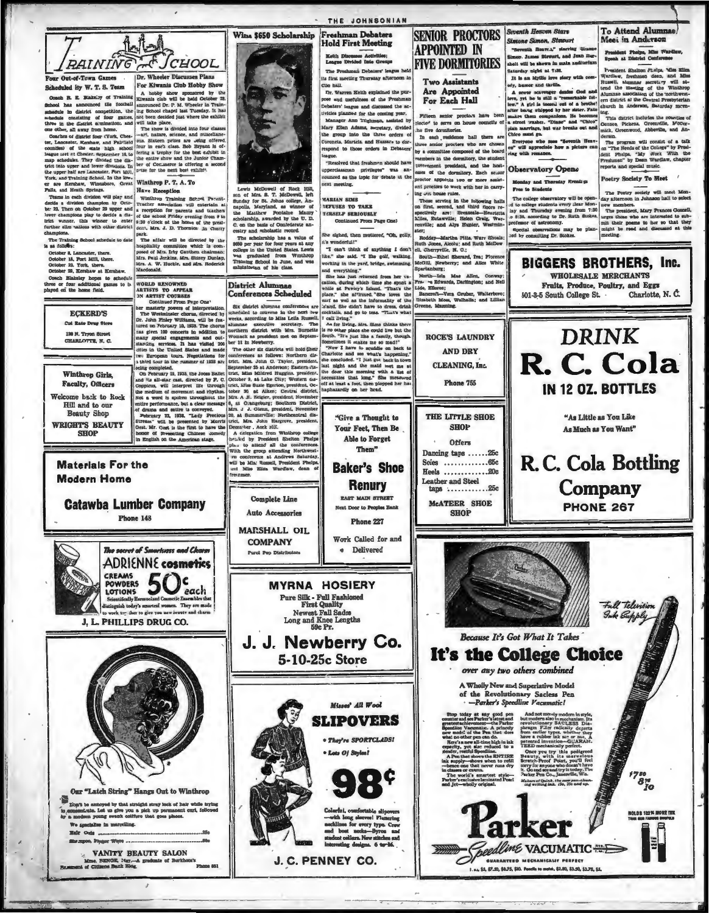# Training School

## Four Out-of-Town Games Scheduled by W. T. S. Team

Coach R. E. Blakely of Training School has announced the football schedule in district competition, the schedule consisting of four games, three in the district elimination, and one other, all away from home.

Coaches of district four (York, Chester, Lancaster, Kershaw, and Fairfield counties) of the state high school league met at Chester, September 16, to map schedules. They divided the district into upper and lower divisions. In the upper half are Lancaster, Fort Mill, York, and Training School. In the lower are Kershaw, Winnsboro, Great Falls, and Heath Springs.

Teams in each division will play and decide a division champion by October 22. Then on October 29 upper and lower champions play to decide a district winner, this winner to enter further eliminations with other district champions.

The Training School schedule to date is as follows:

October 8, Lancaster, there.
October 15, Fort Mill, there.
October 22, York, there.
October 29, Kershaw at Kershaw.

Coach Blakeley hopes to schedule three or four additional games to be played on the home field.

## Dr. Wheeler Discusses Plans For Kiwanis Club Hobby Show

A hobby show sponsored by the Kiwanis club will be held October 28, announced Dr. P. M. Wheeler in Training School chapel last Tuesday. It has not been decided just where the exhibit will take place.

The show is divided into four classes —art, nature, science, and miscellaneous. Sixteen prizes are being offered, four in each class. Bob Bryant is offering a trophy for the best exhibit in the entire show and the Junior Chamber of Commerce is offering a second prize for the next best exhibit.

## Winthrop P. T. A. To Have Reception

Winthrop Training School Parent-Teacher association will entertain at a reception for parents and teachers of the school Friday evening from 8 to 9:30 o'clock at the home of the president, Mrs. J. D. Thornton, in Cherry park.

The affair will be directed by the hospitality committee which is composed of Mrs. Irby Cauthen chairman; Mrs. Paul Jenkins, Mrs. Sidney Dunlap, Mrs. A. W. Huckle, and Mrs. Roderick Macdonald.

## WORLD RENOWNED ARTISTS TO APPEAR ON ARTIST COURSES

Continued From Page One

her mastery powers of interpretation.

The Westminster chorus, directed by Dr. John Finley Williams, will be featured on February 10, 1938. The chorus has given 150 concerts in addition to many special engagements and outstanding services. It has visited 200 cities in the United States and made two European tours. Negotiations for a third tour in the summer of 1938 are being completed.

On February 12, 1938, the Jooss Ballet and its all-star cast, directed by F. C. Coppicus, will interpret life through the medium of movement and rhythm. Not a word is spoken throughout the entire performance, but a clear message of drama and satire is conveyed.

February 22, 1938, "Lady Precious Stream" will be presented by Morris Gest. Mr. Gest is the first to have the honor of presenting Chinese comedy in English on the American stage.

---

ECKERD'S
Cut Rate Drug Store
138 N. Tryon Street
CHARLOTTE, N. C.

---

Winthrop Girls, Faculty, Officers
Welcome back to Rock Hill and to our Beauty Shop
WRIGHT'S BEAUTY SHOP

---

**Materials For the Modern Home**

**Catawba Lumber Company**
Phone 143

---

The secret of Smartness and Charm
ADRIENNE cosmetics
CREAMS POWDERS LOTIONS 50c each
Scientifically Harmonized Cosmetic Ensembles that distinguish today's smartest women. They are made to work together to give you new beauty and charm.
J. L. PHILLIPS DRUG CO.

---

Our "Latch String" Hangs Out to Winthrop

Don't be annoyed by that straight stray lock of hair while trying to concentrate. Let us give you a pick up permanent curl, followed by a modern young swank coiffure that goes places.

We specialize in marcelling.

Hair Cuts ........................................ 35c
Shampoo, Finger Wave ........................ 50c

VANITY BEAUTY SALON
Mme. BENOIR, Mgr.—A graduate of Burkhold's
Basement of Citizens Bank Bldg. Phone 851

---

## Wins $650 Scholarship

Lewis McDowell of Rock Hill, son of Mrs. S. T. McDowell, left Sunday for St. Johns college, Annapolis, Maryland, as winner of the Matthew Fontaine Maury scholarship, awarded by the U. D. C. on the basis of Confederate ancestry and scholastic record.

The scholarship has a value of $650 per year for four years at any college in the United States. Lewis was graduated from Winthrop Training School in June, and was salutatorian of his class.

## District Alumnae Conferences Scheduled

Six district alumnae conferences are scheduled to convene in the next few weeks, according to Miss Leila Russell, alumnae executive secretary. The northern district with Mrs. Burnette Womack as president met on September 11 in Newberry.

The other six districts will hold their conferences as follows: Northern district, Mrs. John O. Taylor, president, September 25 at Anderson; Eastern district, Miss Mildred Huggins, president, October 9, at Lake City; Western district, Miss Susie Egerton, president, October 30 at Aiken; Central district, Mrs. A. E. Zeigler, president, November 6, at Orangeburg; Southern District, Mrs. J. J. Glenn, president, November 20, at Summerville; Northcentral district, Mrs. John Hargrove, president, December . Rock Hill.

A delegation from Winthrop college headed by President Shelton Phelps plans to attend all the conferences. With the group attending Northwestern conference at Andrews Saturday, will be Miss Russell, President Phelps, and Miss Eliza Wardlaw, dean of freshmen.

---

Complete Line
Auto Accessories
MARSHALL OIL COMPANY
Purol Pep Distributors

---

## Freshman Debaters Hold First Meeting

**Keith Discusses Activities; League Divided Into Groups**

The Freshman Debaters' league held its first meeting Thursday afternoon in Clio hall.

Dr. Warren Keith explained the purpose and usefulness of the Freshman Debaters' league and discussed the activities planned for the coming year.

Manager Ann Tilghman, assisted by Mary Ellen Adams, secretary, divided the group into the three orders of Coronets, Martels, and Hussars to correspond to those orders in Debaters league.

"Resolved that freshmen should have upperclassmen privileges" was announced as the topic for debate at the next meeting.

## MARIAN SIMS REFUSES TO TAKE HERSELF SERIOUSLY

Continued From Page One

She sighed, then muttered, "Oh, golly, it's wonderful!"

"I can't think of anything I don't like," she said. "I like golf, walking, working in the yard, bridge, swimming, and everything."

She has just returned from her vacation, during which time she spent a while at Pawley's Island. "That's the place," she affirmed. "She loves the surf as well as the informality of the island. She didn't have to dress, drink cocktails, and go to teas. "That's what I call living."

As for living, Mrs. Sims thinks there is no other place she could live but the South. "It's just like a family, though. Sometimes it makes me so mad!"

"Now I have to scuddle on back to Charlotte and see what's happening," she concluded. "I just got back to town last night and the maid met me at the door this morning with a list of necessities that long." She measured off at least a foot, then plopped her hat haphazardly on her head.

---

"Give a Thought to Your Feet, Then Be Able to Forget Them"

**Baker's Shoe Renury**
EAST MAIN STREET
Next Door to Peoples Bank
Phone 227
Work Called for and Delivered

---

MYRNA HOSIERY
Pure Silk - Full Fashioned
First Quality
Newest Fall Sades
Long and Knee Lengths
59c Pr.

**J. J. Newberry Co.**
5-10-25c Store

---

Misses' All Wool
**SLIPOVERS**
• They're SPORTCLADS!
• Lots Of Styles!

**98¢**

Colorful, comfortable slipovers —with long sleeves! Flattering necklines for every type. Crew and boat necks—Byron and student collars. New stitches and interesting designs. 6 to 16.

J. C. PENNEY CO.

---

## SENIOR PROCTORS APPOINTED IN FIVE DORMITORIES

**Two Assistants Are Appointed For Each Hall**

Fifteen senior proctors have been elected to serve on house councils of the five dormitories.

In each residence hall there are three senior proctors who are chosen by a committee composed of the board members in the dormitory, the student government president, and the hostesses of the dormitory. Each senior proctor appoints two or more assistant proctors to work with her in carrying out house rules.

Those serving in the following halls on first, second, and third floors respectively are: Breazeale—Henrietta Miles, Eutawville; Helen Craig, Warrenville; and Alys Hunter, Westminster;

Roddey—Martha Pitts, Ware Shoals; Ruth Jones, Alcolu; and Ruth McDow ell, Cherryville, N. C.;

South—Ethel Sherard, Iva; Florence McGill, Newberry; and Alice White Spartanburg;

North—Iola Mae Allen, Conway; Frances Edwards, Darlington; and Nell Lide, Elloree;

Bancroft—Vera Gruber, Walterboro; Elizabeth Moss, Walhalla; and Lillian Greene, Manning.

---

ROCK'S LAUNDRY AND DRY CLEANING, Inc.
Phone 755

---

THE LITTLE SHOE SHOP
Offers
Dancing taps ......25c
Soles ..............65c
Heels ..............20c
Leather and Steel taps ............25c
McATEER SHOE SHOP

---

## Seventh Heaven Stars Simone Simon, Stewart

"Seventh Heaven," starring Simone Simon, James Stewart, and Jean Hersholt will be shown in main auditorium Saturday night at 7:30.

It is an idyllic love story with comedy, humor and thrills.

A sewer scavenger doubts God and love, yet he is still a "remarkable fellow." A girl is tossed out of a brothel after being whipped by her sister. Fate makes them companions. He becomes a street washer. "Diane" and "Chico" plan marriage, but war breaks out and Chico must go.

Everyone who sees "Seventh Heaven" will appreciate how a picture can ring with romance.

## Observatory Opens

**Monday and Thursday Evenings Free to Students**

The college observatory will be opened to college students every clear Monday and Thursday evening from 7:30 to 8:30, according to Dr. Ruth Stokes, professor of astronomy.

Special observations may be planned by consulting Dr. Stokes.

## To Attend Alumnae Meet in Anderson

**President Phelps, Miss Wardlaw, Speak at District Conference**

President Shelton Phelps, Miss Eliza Wardlaw, freshman dean, and Miss Russell, alumnae secretary will attend the meeting of the Winthrop Alumnae association of the northwestern district at the Central Presbyterian church in Anderson, Saturday morning.

This district includes the counties of Oconee, Pickens, Greenville, McCormick, Greenwood, Abbeville, and Anderson.

The program will consist of a talk on "The Needs of the College" by President Phelps. "My Work With the Freshmen" by Dean Wardlaw, chapter reports and special music.

## Poetry Society To Meet

The Poetry society will meet Monday afternoon in Johnson hall to select new members.

The president, Mary Frances Gossell, urges those who are interested to submit their poems to her so that they might be read and discussed at this meeting.

---

**BIGGERS BROTHERS, Inc.**
WHOLESALE MERCHANTS
Fruits, Produce, Poultry, and Eggs
501-3-5 South College St. Charlotte, N. C.

---

**DRINK R. C. Cola**
IN 12 OZ. BOTTLES
"As Little as You Like As Much as You Want"

**R. C. Cola Bottling Company**
PHONE 267

---

Full Television Ink Supply

*Because It's Got What It Takes*

**It's the College Choice**
*over any two others combined*

A Wholly New and Superlative Model of the Revolutionary Sacless Pen —Parker's Speedline Vacumatic!

Stop today at any good pen counter and see Parker's latest and greatest achievement—the Parker Speedline Vacumatic. A princely new model of the Pen that does what no other pen can do.

Here's a new all-time high in ink capacity, yet size reduced to a slender, restful Speedline.

A Pen that shows the ENTIRE ink supply—shows when to refill—hence one that never runs dry in classes or exams.

The world's smartest style—Parker's exclusive laminated Pearl and Jet—wholly original.

And not merely modern in style, but modern also in mechanism. Its revolutionary SACLESS Diaphragm Filler radically departs from earlier types, whether they have a rubber ink sac or not. A patented invention—GUARANTEED mechanically perfect.

Once you try this pedigreed Beauty, with its marvelous Scratch-Proof Point, you'll feel sorry for anyone who doesn't have it. Go and see and try it today. The Parker Pen Co., Janesville, Wis.

Makers of Quink, the new pen-cleaning writing ink. 15c, 25c and up.

$7.50 $8.75 $10

HOLDS 102% MORE INK THAN OUR FAMOUS DUOFOLD

**Parker**
Speedline VACUMATIC
GUARANTEED MECHANICALLY PERFECT
Pens, $5, $7.50, $8.75, $10. Pencils to match, $2.50, $3.50, $3.75, $5.